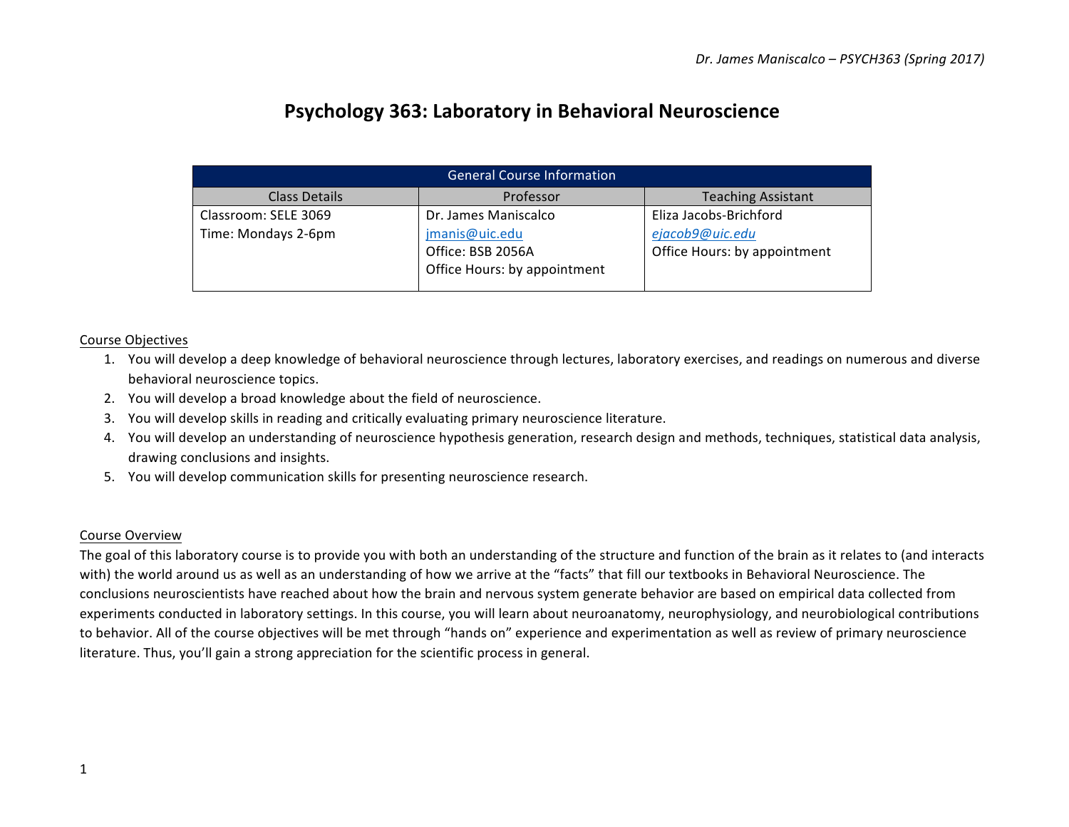# Psychology 363: Laboratory in Behavioral Neuroscience

| General Course Information | | |
|---|---|---|
| **Class Details** | **Professor** | **Teaching Assistant** |
| Classroom: SELE 3069<br>Time: Mondays 2-6pm | Dr. James Maniscalco<br>jmanis@uic.edu<br>Office: BSB 2056A<br>Office Hours: by appointment | Eliza Jacobs-Brichford<br>*ejacob9@uic.edu*<br>Office Hours: by appointment |

## Course Objectives

1. You will develop a deep knowledge of behavioral neuroscience through lectures, laboratory exercises, and readings on numerous and diverse behavioral neuroscience topics.
2. You will develop a broad knowledge about the field of neuroscience.
3. You will develop skills in reading and critically evaluating primary neuroscience literature.
4. You will develop an understanding of neuroscience hypothesis generation, research design and methods, techniques, statistical data analysis, drawing conclusions and insights.
5. You will develop communication skills for presenting neuroscience research.

## Course Overview

The goal of this laboratory course is to provide you with both an understanding of the structure and function of the brain as it relates to (and interacts with) the world around us as well as an understanding of how we arrive at the "facts" that fill our textbooks in Behavioral Neuroscience. The conclusions neuroscientists have reached about how the brain and nervous system generate behavior are based on empirical data collected from experiments conducted in laboratory settings. In this course, you will learn about neuroanatomy, neurophysiology, and neurobiological contributions to behavior. All of the course objectives will be met through "hands on" experience and experimentation as well as review of primary neuroscience literature. Thus, you'll gain a strong appreciation for the scientific process in general.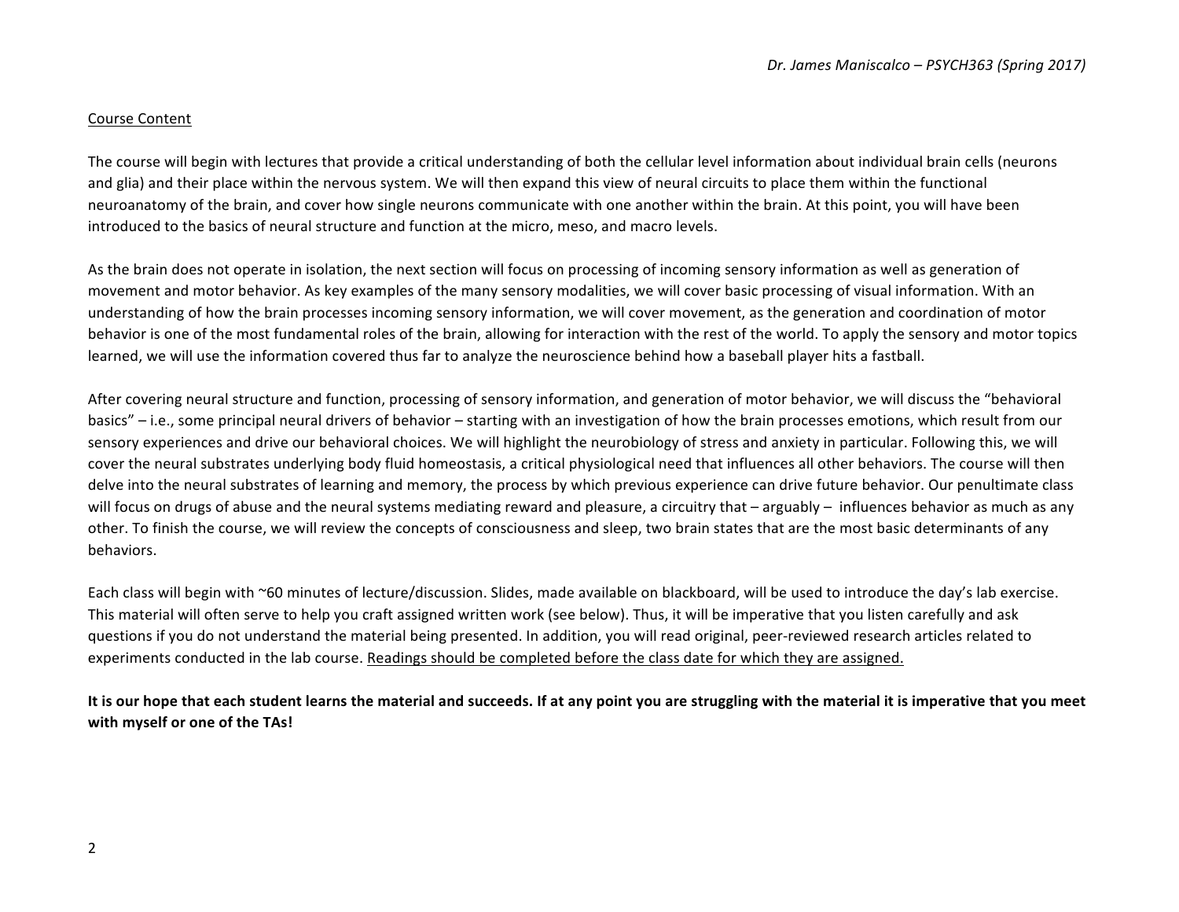<u>Course Content</u>

The course will begin with lectures that provide a critical understanding of both the cellular level information about individual brain cells (neurons and glia) and their place within the nervous system. We will then expand this view of neural circuits to place them within the functional neuroanatomy of the brain, and cover how single neurons communicate with one another within the brain. At this point, you will have been introduced to the basics of neural structure and function at the micro, meso, and macro levels.

As the brain does not operate in isolation, the next section will focus on processing of incoming sensory information as well as generation of movement and motor behavior. As key examples of the many sensory modalities, we will cover basic processing of visual information. With an understanding of how the brain processes incoming sensory information, we will cover movement, as the generation and coordination of motor behavior is one of the most fundamental roles of the brain, allowing for interaction with the rest of the world. To apply the sensory and motor topics learned, we will use the information covered thus far to analyze the neuroscience behind how a baseball player hits a fastball.

After covering neural structure and function, processing of sensory information, and generation of motor behavior, we will discuss the "behavioral basics" – i.e., some principal neural drivers of behavior – starting with an investigation of how the brain processes emotions, which result from our sensory experiences and drive our behavioral choices. We will highlight the neurobiology of stress and anxiety in particular. Following this, we will cover the neural substrates underlying body fluid homeostasis, a critical physiological need that influences all other behaviors. The course will then delve into the neural substrates of learning and memory, the process by which previous experience can drive future behavior. Our penultimate class will focus on drugs of abuse and the neural systems mediating reward and pleasure, a circuitry that – arguably – influences behavior as much as any other. To finish the course, we will review the concepts of consciousness and sleep, two brain states that are the most basic determinants of any behaviors.

Each class will begin with ~60 minutes of lecture/discussion. Slides, made available on blackboard, will be used to introduce the day's lab exercise. This material will often serve to help you craft assigned written work (see below). Thus, it will be imperative that you listen carefully and ask questions if you do not understand the material being presented. In addition, you will read original, peer-reviewed research articles related to experiments conducted in the lab course. <u>Readings should be completed before the class date for which they are assigned.</u>

**It is our hope that each student learns the material and succeeds. If at any point you are struggling with the material it is imperative that you meet with myself or one of the TAs!**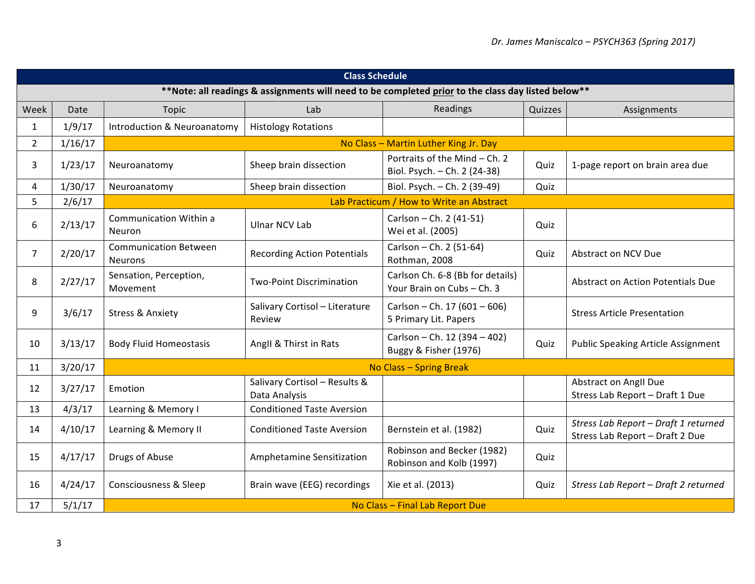## Class Schedule

**\*\*Note: all readings & assignments will need to be completed prior to the class day listed below\*\***

| Week | Date | Topic | Lab | Readings | Quizzes | Assignments |
|---|---|---|---|---|---|---|
| 1 | 1/9/17 | Introduction & Neuroanatomy | Histology Rotations | | | |
| 2 | 1/16/17 | No Class – Martin Luther King Jr. Day | | | | |
| 3 | 1/23/17 | Neuroanatomy | Sheep brain dissection | Portraits of the Mind – Ch. 2<br>Biol. Psych. – Ch. 2 (24-38) | Quiz | 1-page report on brain area due |
| 4 | 1/30/17 | Neuroanatomy | Sheep brain dissection | Biol. Psych. – Ch. 2 (39-49) | Quiz | |
| 5 | 2/6/17 | Lab Practicum / How to Write an Abstract | | | | |
| 6 | 2/13/17 | Communication Within a Neuron | Ulnar NCV Lab | Carlson – Ch. 2 (41-51)<br>Wei et al. (2005) | Quiz | |
| 7 | 2/20/17 | Communication Between Neurons | Recording Action Potentials | Carlson – Ch. 2 (51-64)<br>Rothman, 2008 | Quiz | Abstract on NCV Due |
| 8 | 2/27/17 | Sensation, Perception, Movement | Two-Point Discrimination | Carlson Ch. 6-8 (Bb for details)<br>Your Brain on Cubs – Ch. 3 | | Abstract on Action Potentials Due |
| 9 | 3/6/17 | Stress & Anxiety | Salivary Cortisol – Literature Review | Carlson – Ch. 17 (601 – 606)<br>5 Primary Lit. Papers | | Stress Article Presentation |
| 10 | 3/13/17 | Body Fluid Homeostasis | AngII & Thirst in Rats | Carlson – Ch. 12 (394 – 402)<br>Buggy & Fisher (1976) | Quiz | Public Speaking Article Assignment |
| 11 | 3/20/17 | No Class – Spring Break | | | | |
| 12 | 3/27/17 | Emotion | Salivary Cortisol – Results & Data Analysis | | | Abstract on AngII Due<br>Stress Lab Report – Draft 1 Due |
| 13 | 4/3/17 | Learning & Memory I | Conditioned Taste Aversion | | | |
| 14 | 4/10/17 | Learning & Memory II | Conditioned Taste Aversion | Bernstein et al. (1982) | Quiz | *Stress Lab Report – Draft 1 returned*<br>Stress Lab Report – Draft 2 Due |
| 15 | 4/17/17 | Drugs of Abuse | Amphetamine Sensitization | Robinson and Becker (1982)<br>Robinson and Kolb (1997) | Quiz | |
| 16 | 4/24/17 | Consciousness & Sleep | Brain wave (EEG) recordings | Xie et al. (2013) | Quiz | *Stress Lab Report – Draft 2 returned* |
| 17 | 5/1/17 | No Class – Final Lab Report Due | | | | |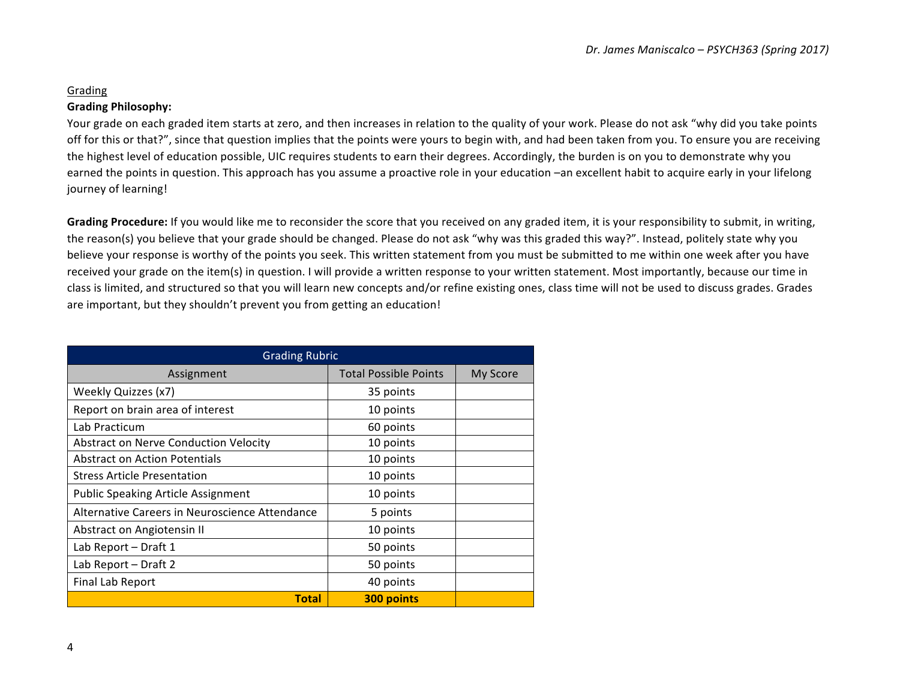## Grading

**Grading Philosophy:**

Your grade on each graded item starts at zero, and then increases in relation to the quality of your work. Please do not ask "why did you take points off for this or that?", since that question implies that the points were yours to begin with, and had been taken from you. To ensure you are receiving the highest level of education possible, UIC requires students to earn their degrees. Accordingly, the burden is on you to demonstrate why you earned the points in question. This approach has you assume a proactive role in your education –an excellent habit to acquire early in your lifelong journey of learning!

**Grading Procedure:** If you would like me to reconsider the score that you received on any graded item, it is your responsibility to submit, in writing, the reason(s) you believe that your grade should be changed. Please do not ask "why was this graded this way?". Instead, politely state why you believe your response is worthy of the points you seek. This written statement from you must be submitted to me within one week after you have received your grade on the item(s) in question. I will provide a written response to your written statement. Most importantly, because our time in class is limited, and structured so that you will learn new concepts and/or refine existing ones, class time will not be used to discuss grades. Grades are important, but they shouldn't prevent you from getting an education!

| Grading Rubric | | |
|---|---|---|
| Assignment | Total Possible Points | My Score |
| Weekly Quizzes (x7) | 35 points | |
| Report on brain area of interest | 10 points | |
| Lab Practicum | 60 points | |
| Abstract on Nerve Conduction Velocity | 10 points | |
| Abstract on Action Potentials | 10 points | |
| Stress Article Presentation | 10 points | |
| Public Speaking Article Assignment | 10 points | |
| Alternative Careers in Neuroscience Attendance | 5 points | |
| Abstract on Angiotensin II | 10 points | |
| Lab Report – Draft 1 | 50 points | |
| Lab Report – Draft 2 | 50 points | |
| Final Lab Report | 40 points | |
| **Total** | **300 points** | |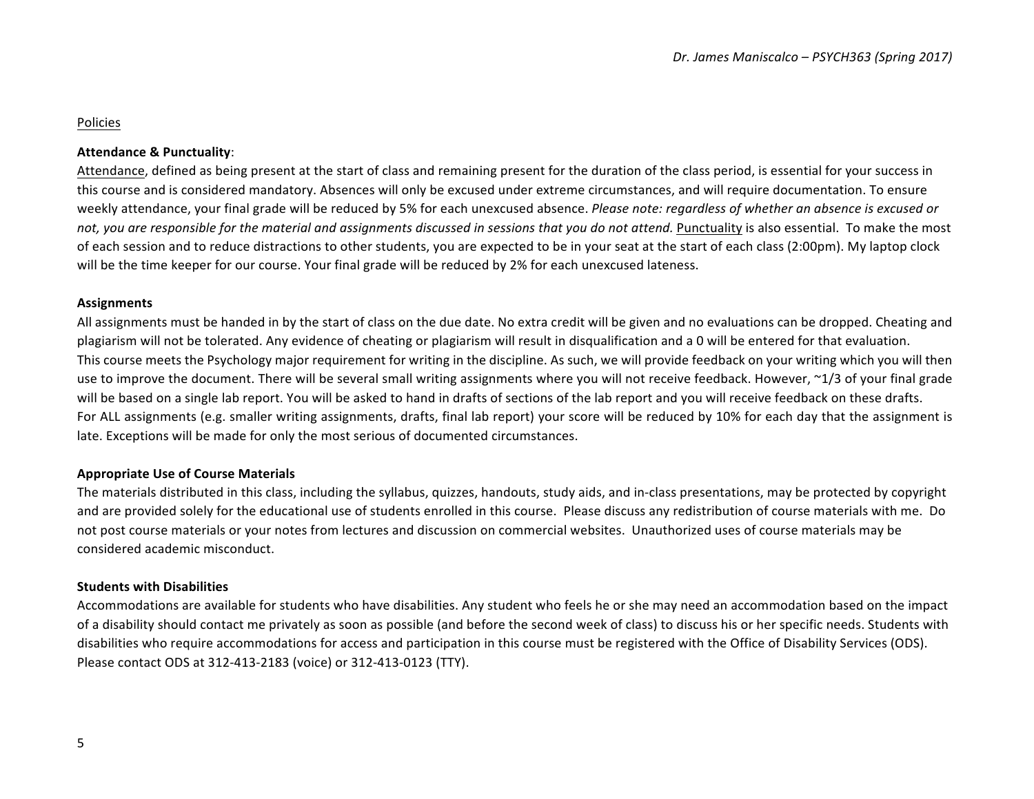Policies

**Attendance & Punctuality**:

Attendance, defined as being present at the start of class and remaining present for the duration of the class period, is essential for your success in this course and is considered mandatory. Absences will only be excused under extreme circumstances, and will require documentation. To ensure weekly attendance, your final grade will be reduced by 5% for each unexcused absence. *Please note: regardless of whether an absence is excused or not, you are responsible for the material and assignments discussed in sessions that you do not attend.* Punctuality is also essential. To make the most of each session and to reduce distractions to other students, you are expected to be in your seat at the start of each class (2:00pm). My laptop clock will be the time keeper for our course. Your final grade will be reduced by 2% for each unexcused lateness.

**Assignments**

All assignments must be handed in by the start of class on the due date. No extra credit will be given and no evaluations can be dropped. Cheating and plagiarism will not be tolerated. Any evidence of cheating or plagiarism will result in disqualification and a 0 will be entered for that evaluation.
This course meets the Psychology major requirement for writing in the discipline. As such, we will provide feedback on your writing which you will then use to improve the document. There will be several small writing assignments where you will not receive feedback. However, ~1/3 of your final grade will be based on a single lab report. You will be asked to hand in drafts of sections of the lab report and you will receive feedback on these drafts.
For ALL assignments (e.g. smaller writing assignments, drafts, final lab report) your score will be reduced by 10% for each day that the assignment is late. Exceptions will be made for only the most serious of documented circumstances.

**Appropriate Use of Course Materials**

The materials distributed in this class, including the syllabus, quizzes, handouts, study aids, and in-class presentations, may be protected by copyright and are provided solely for the educational use of students enrolled in this course. Please discuss any redistribution of course materials with me. Do not post course materials or your notes from lectures and discussion on commercial websites. Unauthorized uses of course materials may be considered academic misconduct.

**Students with Disabilities**

Accommodations are available for students who have disabilities. Any student who feels he or she may need an accommodation based on the impact of a disability should contact me privately as soon as possible (and before the second week of class) to discuss his or her specific needs. Students with disabilities who require accommodations for access and participation in this course must be registered with the Office of Disability Services (ODS). Please contact ODS at 312-413-2183 (voice) or 312-413-0123 (TTY).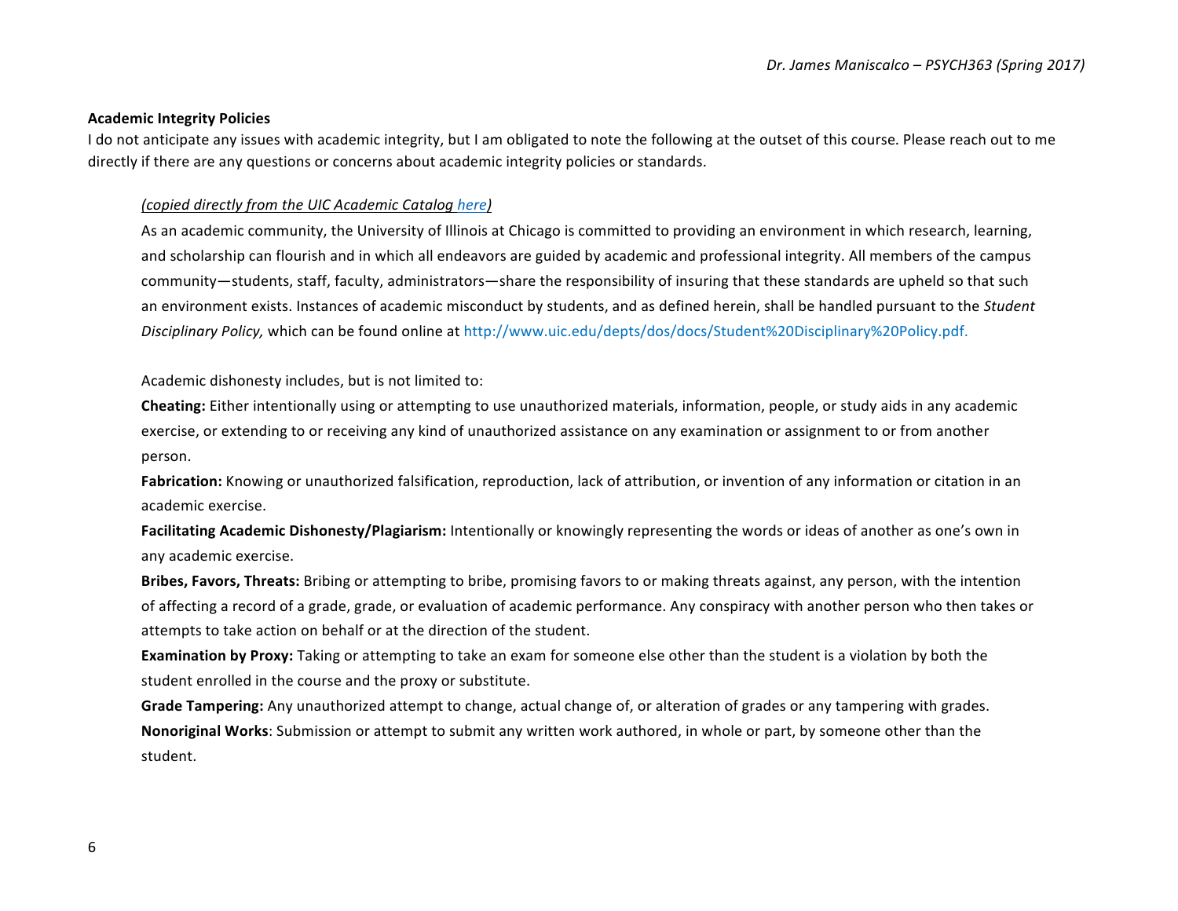**Academic Integrity Policies**

I do not anticipate any issues with academic integrity, but I am obligated to note the following at the outset of this course. Please reach out to me directly if there are any questions or concerns about academic integrity policies or standards.

> *(copied directly from the UIC Academic Catalog here)*
>
> As an academic community, the University of Illinois at Chicago is committed to providing an environment in which research, learning, and scholarship can flourish and in which all endeavors are guided by academic and professional integrity. All members of the campus community—students, staff, faculty, administrators—share the responsibility of insuring that these standards are upheld so that such an environment exists. Instances of academic misconduct by students, and as defined herein, shall be handled pursuant to the *Student Disciplinary Policy,* which can be found online at http://www.uic.edu/depts/dos/docs/Student%20Disciplinary%20Policy.pdf.
>
> Academic dishonesty includes, but is not limited to:
>
> **Cheating:** Either intentionally using or attempting to use unauthorized materials, information, people, or study aids in any academic exercise, or extending to or receiving any kind of unauthorized assistance on any examination or assignment to or from another person.
>
> **Fabrication:** Knowing or unauthorized falsification, reproduction, lack of attribution, or invention of any information or citation in an academic exercise.
>
> **Facilitating Academic Dishonesty/Plagiarism:** Intentionally or knowingly representing the words or ideas of another as one's own in any academic exercise.
>
> **Bribes, Favors, Threats:** Bribing or attempting to bribe, promising favors to or making threats against, any person, with the intention of affecting a record of a grade, grade, or evaluation of academic performance. Any conspiracy with another person who then takes or attempts to take action on behalf or at the direction of the student.
>
> **Examination by Proxy:** Taking or attempting to take an exam for someone else other than the student is a violation by both the student enrolled in the course and the proxy or substitute.
>
> **Grade Tampering:** Any unauthorized attempt to change, actual change of, or alteration of grades or any tampering with grades.
>
> **Nonoriginal Works**: Submission or attempt to submit any written work authored, in whole or part, by someone other than the student.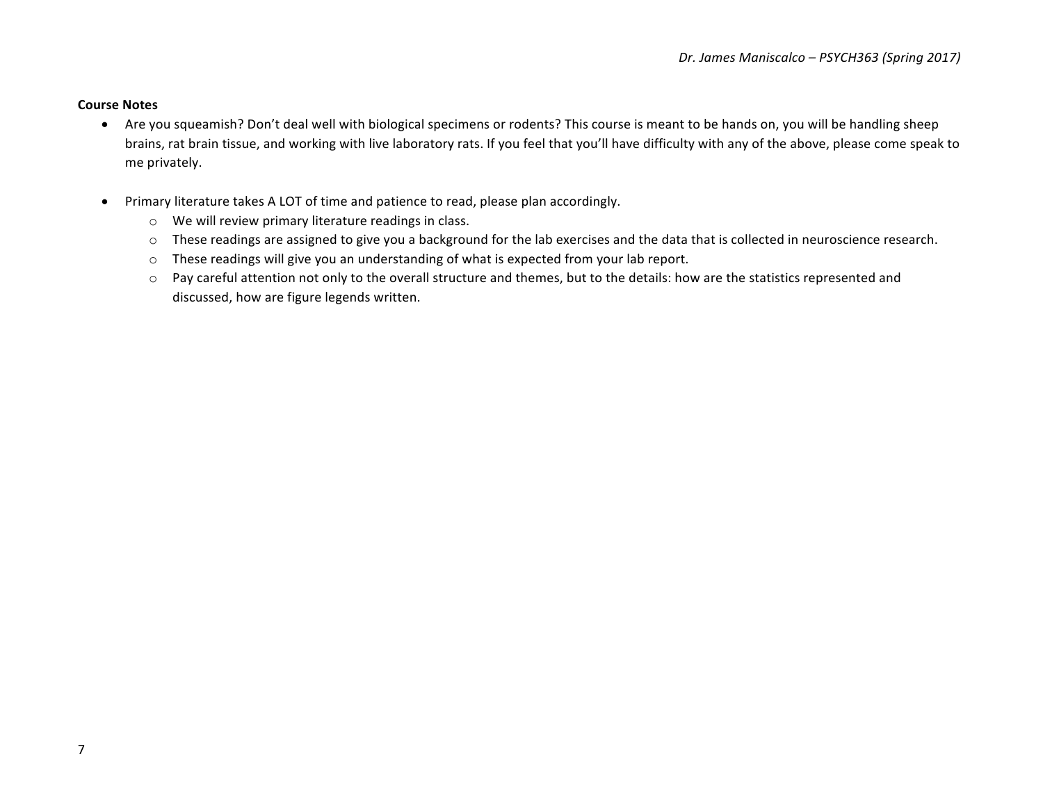**Course Notes**

- Are you squeamish? Don't deal well with biological specimens or rodents? This course is meant to be hands on, you will be handling sheep brains, rat brain tissue, and working with live laboratory rats. If you feel that you'll have difficulty with any of the above, please come speak to me privately.

- Primary literature takes A LOT of time and patience to read, please plan accordingly.
    - We will review primary literature readings in class.
    - These readings are assigned to give you a background for the lab exercises and the data that is collected in neuroscience research.
    - These readings will give you an understanding of what is expected from your lab report.
    - Pay careful attention not only to the overall structure and themes, but to the details: how are the statistics represented and discussed, how are figure legends written.